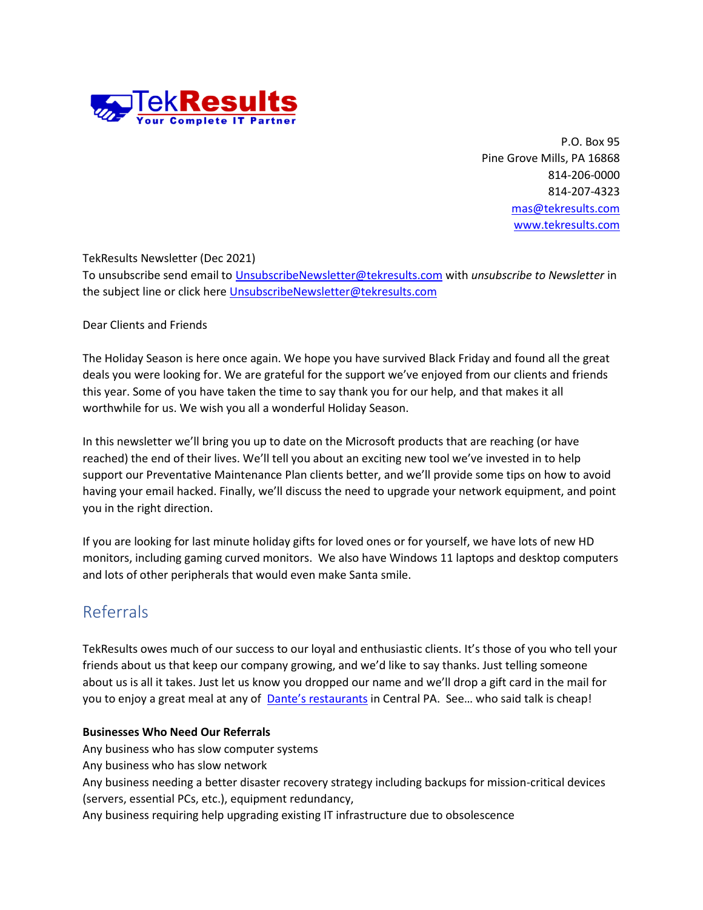TekResults
Your Complete IT Partner

P.O. Box 95
Pine Grove Mills, PA 16868
814-206-0000
814-207-4323
mas@tekresults.com
www.tekresults.com

TekResults Newsletter (Dec 2021)
To unsubscribe send email to UnsubscribeNewsletter@tekresults.com with *unsubscribe to Newsletter* in the subject line or click here UnsubscribeNewsletter@tekresults.com

Dear Clients and Friends

The Holiday Season is here once again. We hope you have survived Black Friday and found all the great deals you were looking for. We are grateful for the support we've enjoyed from our clients and friends this year. Some of you have taken the time to say thank you for our help, and that makes it all worthwhile for us. We wish you all a wonderful Holiday Season.

In this newsletter we'll bring you up to date on the Microsoft products that are reaching (or have reached) the end of their lives. We'll tell you about an exciting new tool we've invested in to help support our Preventative Maintenance Plan clients better, and we'll provide some tips on how to avoid having your email hacked. Finally, we'll discuss the need to upgrade your network equipment, and point you in the right direction.

If you are looking for last minute holiday gifts for loved ones or for yourself, we have lots of new HD monitors, including gaming curved monitors. We also have Windows 11 laptops and desktop computers and lots of other peripherals that would even make Santa smile.

## Referrals

TekResults owes much of our success to our loyal and enthusiastic clients. It's those of you who tell your friends about us that keep our company growing, and we'd like to say thanks. Just telling someone about us is all it takes. Just let us know you dropped our name and we'll drop a gift card in the mail for you to enjoy a great meal at any of Dante's restaurants in Central PA. See… who said talk is cheap!

**Businesses Who Need Our Referrals**

Any business who has slow computer systems
Any business who has slow network
Any business needing a better disaster recovery strategy including backups for mission-critical devices (servers, essential PCs, etc.), equipment redundancy,
Any business requiring help upgrading existing IT infrastructure due to obsolescence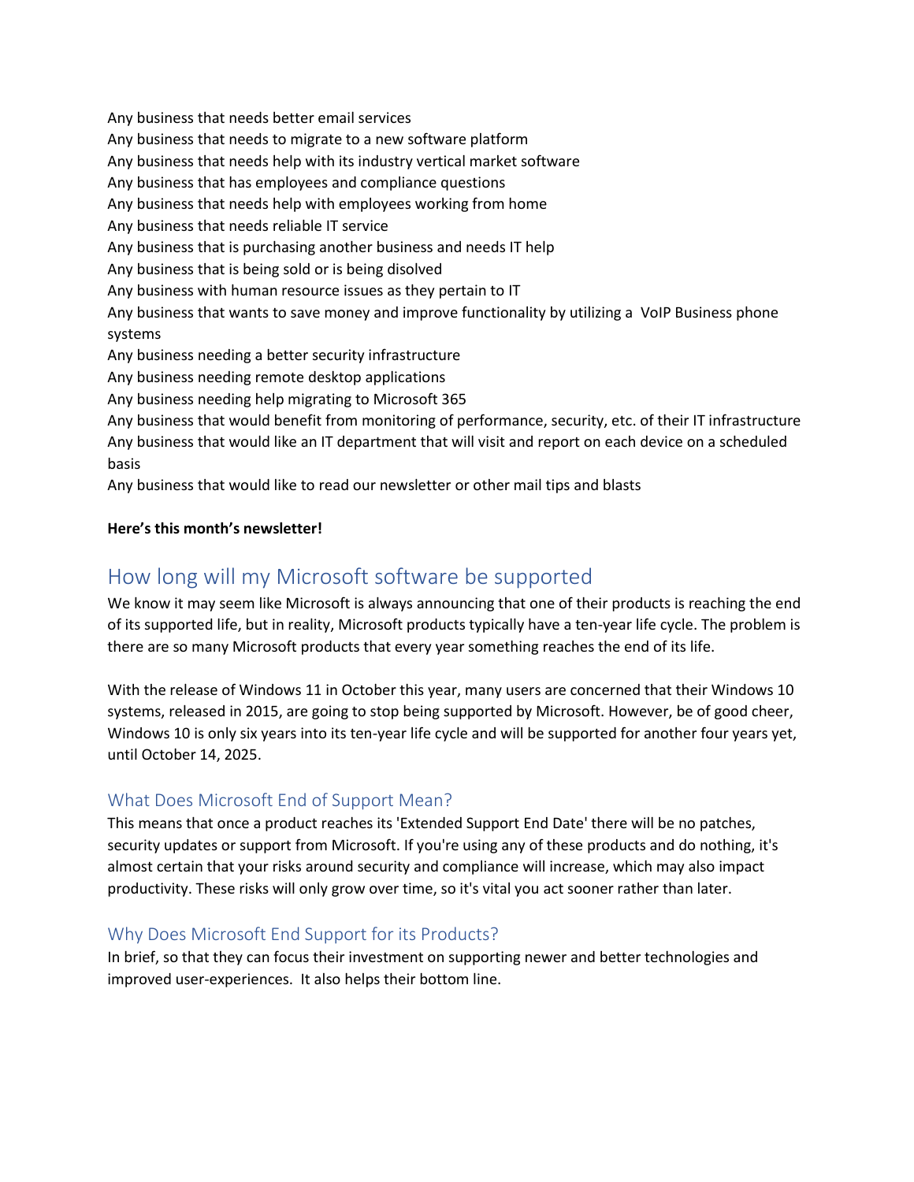Any business that needs better email services
Any business that needs to migrate to a new software platform
Any business that needs help with its industry vertical market software
Any business that has employees and compliance questions
Any business that needs help with employees working from home
Any business that needs reliable IT service
Any business that is purchasing another business and needs IT help
Any business that is being sold or is being disolved
Any business with human resource issues as they pertain to IT
Any business that wants to save money and improve functionality by utilizing a VoIP Business phone systems
Any business needing a better security infrastructure
Any business needing remote desktop applications
Any business needing help migrating to Microsoft 365
Any business that would benefit from monitoring of performance, security, etc. of their IT infrastructure
Any business that would like an IT department that will visit and report on each device on a scheduled basis
Any business that would like to read our newsletter or other mail tips and blasts

**Here's this month's newsletter!**

# How long will my Microsoft software be supported

We know it may seem like Microsoft is always announcing that one of their products is reaching the end of its supported life, but in reality, Microsoft products typically have a ten-year life cycle. The problem is there are so many Microsoft products that every year something reaches the end of its life.

With the release of Windows 11 in October this year, many users are concerned that their Windows 10 systems, released in 2015, are going to stop being supported by Microsoft. However, be of good cheer, Windows 10 is only six years into its ten-year life cycle and will be supported for another four years yet, until October 14, 2025.

## What Does Microsoft End of Support Mean?

This means that once a product reaches its 'Extended Support End Date' there will be no patches, security updates or support from Microsoft. If you're using any of these products and do nothing, it's almost certain that your risks around security and compliance will increase, which may also impact productivity. These risks will only grow over time, so it's vital you act sooner rather than later.

## Why Does Microsoft End Support for its Products?

In brief, so that they can focus their investment on supporting newer and better technologies and improved user-experiences. It also helps their bottom line.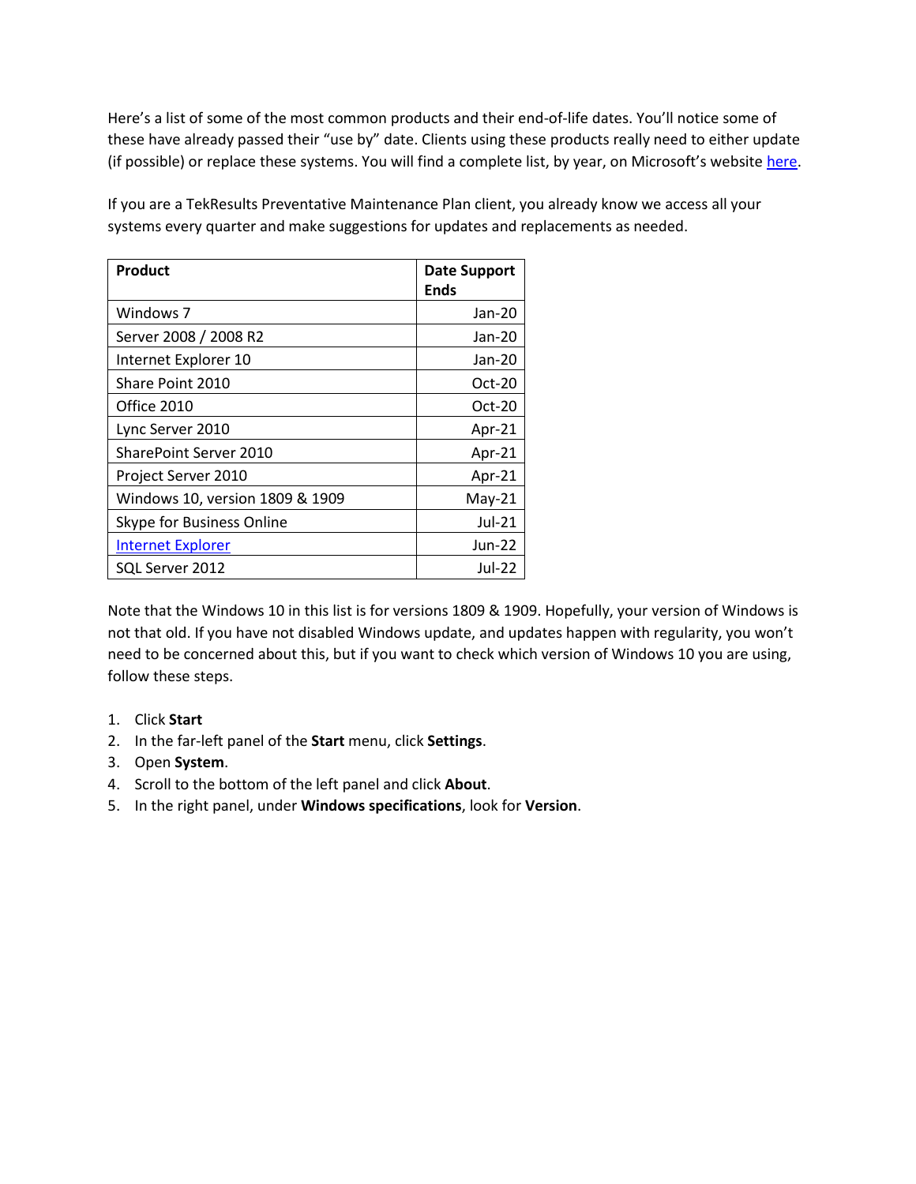Here's a list of some of the most common products and their end-of-life dates. You'll notice some of these have already passed their "use by" date. Clients using these products really need to either update (if possible) or replace these systems. You will find a complete list, by year, on Microsoft's website [here](#).

If you are a TekResults Preventative Maintenance Plan client, you already know we access all your systems every quarter and make suggestions for updates and replacements as needed.

| Product | Date Support Ends |
|---|---|
| Windows 7 | Jan-20 |
| Server 2008 / 2008 R2 | Jan-20 |
| Internet Explorer 10 | Jan-20 |
| Share Point 2010 | Oct-20 |
| Office 2010 | Oct-20 |
| Lync Server 2010 | Apr-21 |
| SharePoint Server 2010 | Apr-21 |
| Project Server 2010 | Apr-21 |
| Windows 10, version 1809 & 1909 | May-21 |
| Skype for Business Online | Jul-21 |
| [Internet Explorer](#) | Jun-22 |
| SQL Server 2012 | Jul-22 |

Note that the Windows 10 in this list is for versions 1809 & 1909. Hopefully, your version of Windows is not that old. If you have not disabled Windows update, and updates happen with regularity, you won't need to be concerned about this, but if you want to check which version of Windows 10 you are using, follow these steps.

1. Click **Start**
2. In the far-left panel of the **Start** menu, click **Settings**.
3. Open **System**.
4. Scroll to the bottom of the left panel and click **About**.
5. In the right panel, under **Windows specifications**, look for **Version**.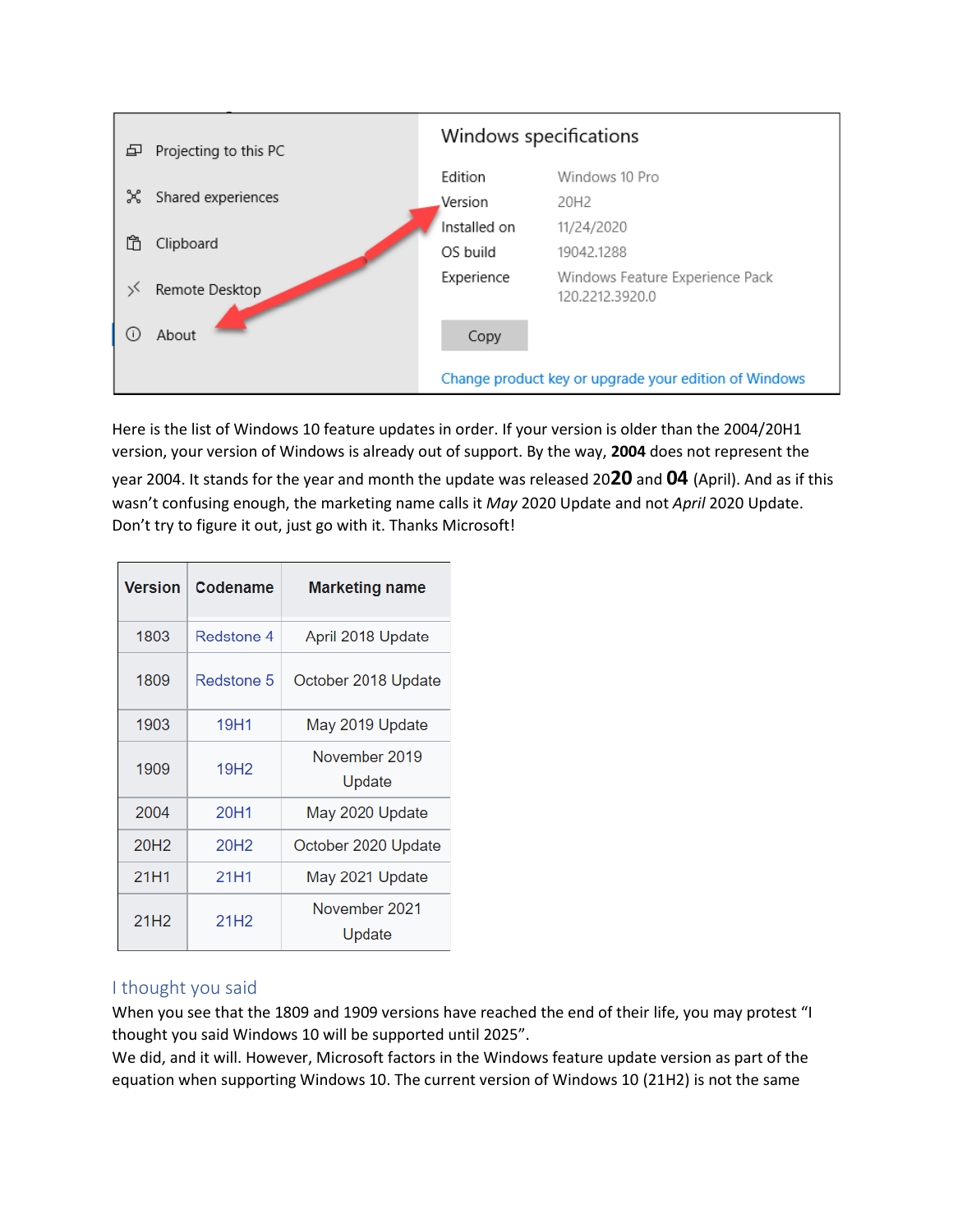Projecting to this PC

Shared experiences

Clipboard

Remote Desktop

About

**Windows specifications**

| | |
|---|---|
| Edition | Windows 10 Pro |
| Version | 20H2 |
| Installed on | 11/24/2020 |
| OS build | 19042.1288 |
| Experience | Windows Feature Experience Pack 120.2212.3920.0 |

Copy

Change product key or upgrade your edition of Windows

Here is the list of Windows 10 feature updates in order. If your version is older than the 2004/20H1 version, your version of Windows is already out of support. By the way, **2004** does not represent the year 2004. It stands for the year and month the update was released 20**20** and **04** (April). And as if this wasn't confusing enough, the marketing name calls it *May* 2020 Update and not *April* 2020 Update. Don't try to figure it out, just go with it. Thanks Microsoft!

| Version | Codename | Marketing name |
|---|---|---|
| 1803 | Redstone 4 | April 2018 Update |
| 1809 | Redstone 5 | October 2018 Update |
| 1903 | 19H1 | May 2019 Update |
| 1909 | 19H2 | November 2019 Update |
| 2004 | 20H1 | May 2020 Update |
| 20H2 | 20H2 | October 2020 Update |
| 21H1 | 21H1 | May 2021 Update |
| 21H2 | 21H2 | November 2021 Update |

## I thought you said

When you see that the 1809 and 1909 versions have reached the end of their life, you may protest "I thought you said Windows 10 will be supported until 2025".
We did, and it will. However, Microsoft factors in the Windows feature update version as part of the equation when supporting Windows 10. The current version of Windows 10 (21H2) is not the same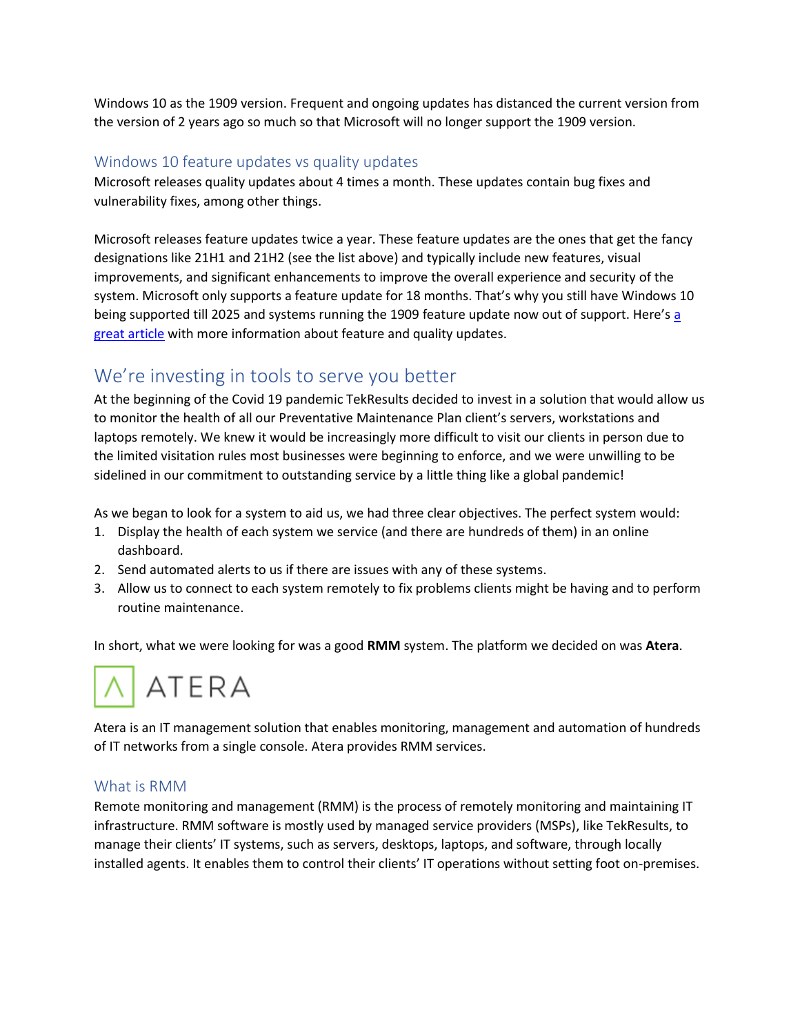Windows 10 as the 1909 version. Frequent and ongoing updates has distanced the current version from the version of 2 years ago so much so that Microsoft will no longer support the 1909 version.

### Windows 10 feature updates vs quality updates

Microsoft releases quality updates about 4 times a month. These updates contain bug fixes and vulnerability fixes, among other things.

Microsoft releases feature updates twice a year. These feature updates are the ones that get the fancy designations like 21H1 and 21H2 (see the list above) and typically include new features, visual improvements, and significant enhancements to improve the overall experience and security of the system. Microsoft only supports a feature update for 18 months. That's why you still have Windows 10 being supported till 2025 and systems running the 1909 feature update now out of support. Here's a great article with more information about feature and quality updates.

## We're investing in tools to serve you better

At the beginning of the Covid 19 pandemic TekResults decided to invest in a solution that would allow us to monitor the health of all our Preventative Maintenance Plan client's servers, workstations and laptops remotely. We knew it would be increasingly more difficult to visit our clients in person due to the limited visitation rules most businesses were beginning to enforce, and we were unwilling to be sidelined in our commitment to outstanding service by a little thing like a global pandemic!

As we began to look for a system to aid us, we had three clear objectives. The perfect system would:

1. Display the health of each system we service (and there are hundreds of them) in an online dashboard.
2. Send automated alerts to us if there are issues with any of these systems.
3. Allow us to connect to each system remotely to fix problems clients might be having and to perform routine maintenance.

In short, what we were looking for was a good **RMM** system. The platform we decided on was **Atera**.

ATERA

Atera is an IT management solution that enables monitoring, management and automation of hundreds of IT networks from a single console. Atera provides RMM services.

### What is RMM

Remote monitoring and management (RMM) is the process of remotely monitoring and maintaining IT infrastructure. RMM software is mostly used by managed service providers (MSPs), like TekResults, to manage their clients' IT systems, such as servers, desktops, laptops, and software, through locally installed agents. It enables them to control their clients' IT operations without setting foot on-premises.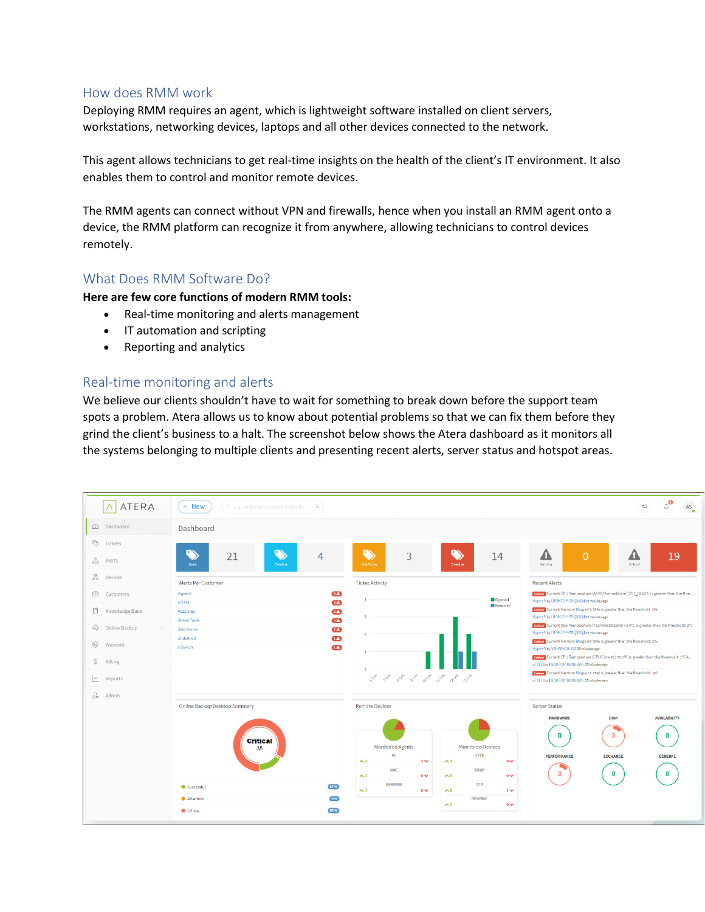## How does RMM work

Deploying RMM requires an agent, which is lightweight software installed on client servers, workstations, networking devices, laptops and all other devices connected to the network.

This agent allows technicians to get real-time insights on the health of the client's IT environment. It also enables them to control and monitor remote devices.

The RMM agents can connect without VPN and firewalls, hence when you install an RMM agent onto a device, the RMM platform can recognize it from anywhere, allowing technicians to control devices remotely.

## What Does RMM Software Do?

**Here are few core functions of modern RMM tools:**

- Real-time monitoring and alerts management
- IT automation and scripting
- Reporting and analytics

## Real-time monitoring and alerts

We believe our clients shouldn't have to wait for something to break down before the support team spots a problem. Atera allows us to know about potential problems so that we can fix them before they grind the client's business to a halt. The screenshot below shows the Atera dashboard as it monitors all the systems belonging to multiple clients and presenting recent alerts, server status and hotspot areas.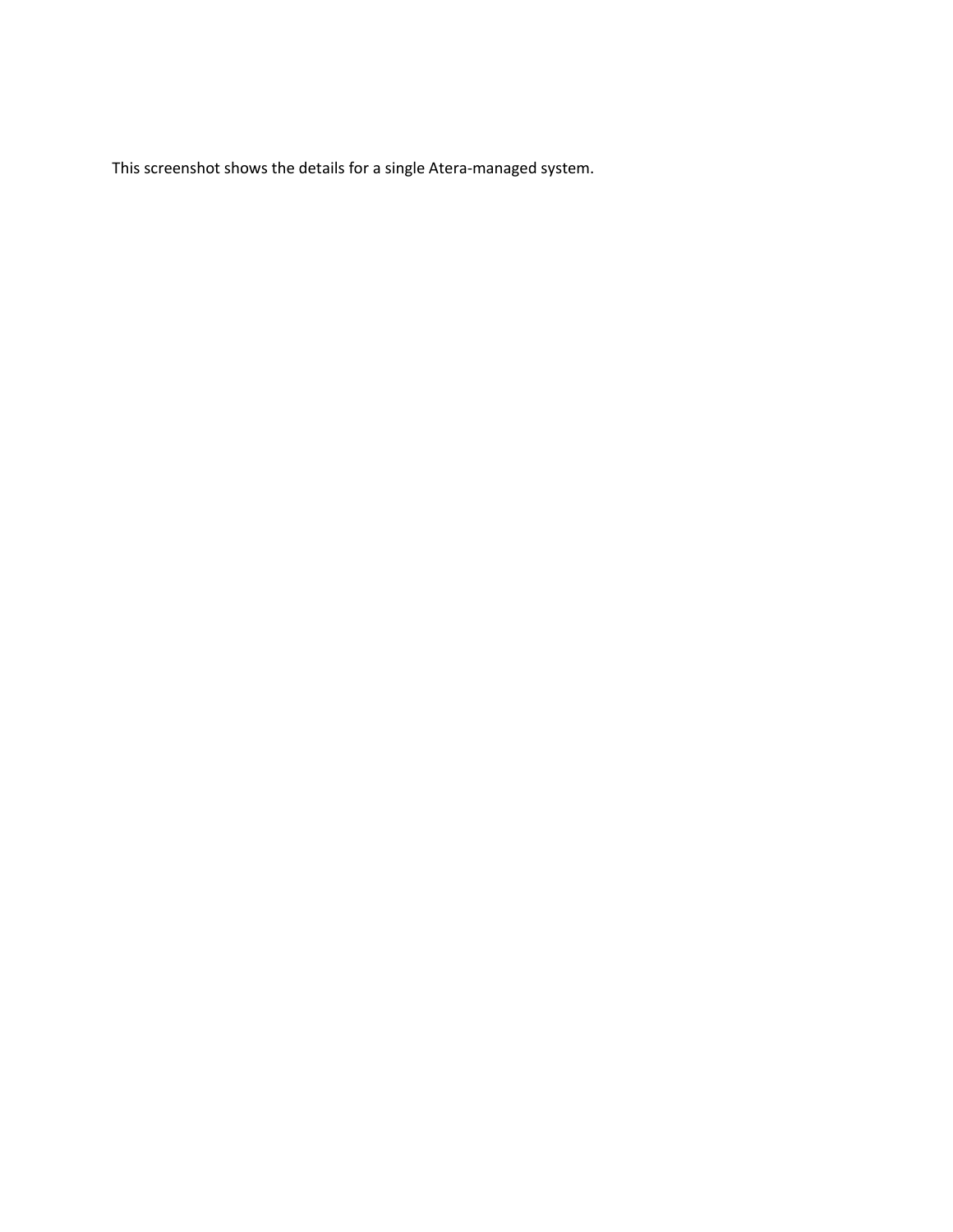This screenshot shows the details for a single Atera-managed system.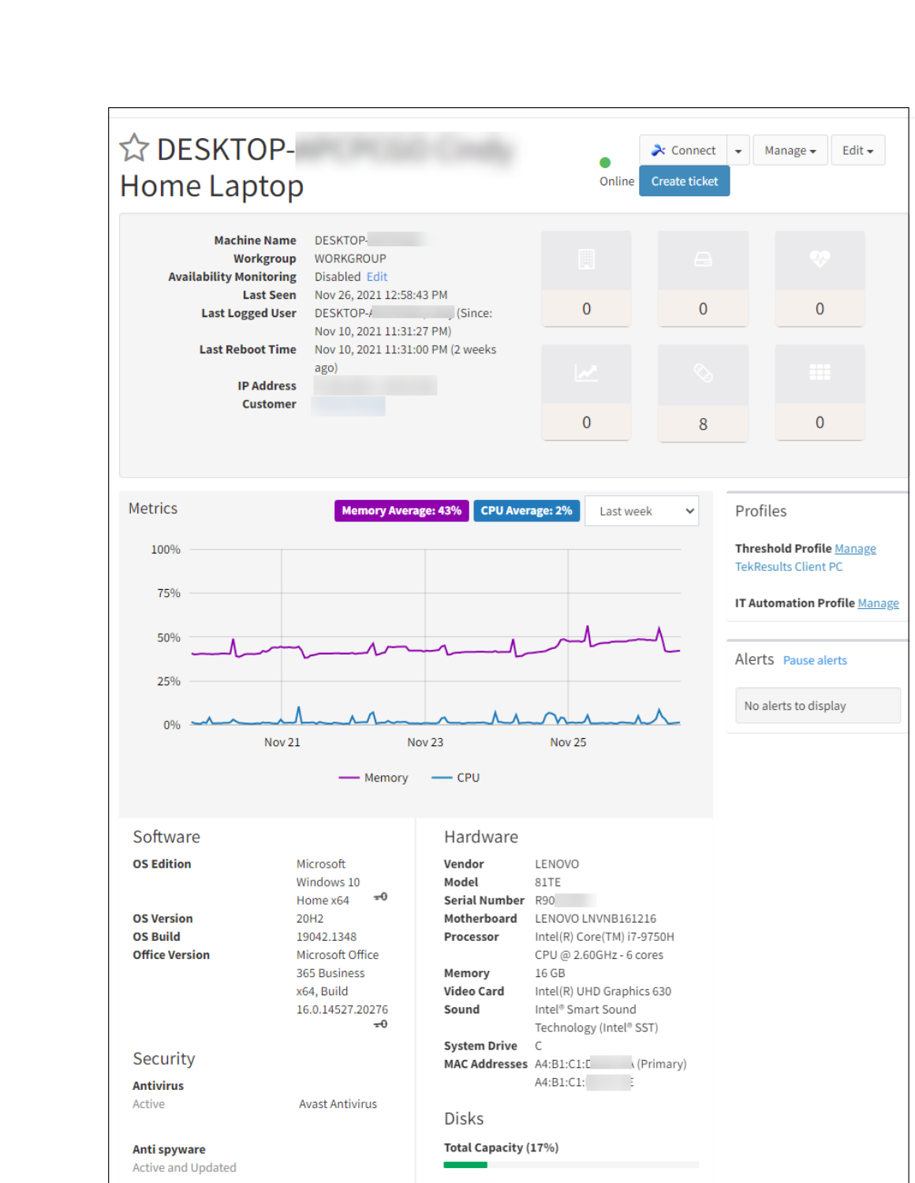# DESKTOP-

## Home Laptop

Online

Connect | Manage | Edit | Create ticket

| | |
|---|---|
| **Machine Name** | DESKTOP- |
| **Workgroup** | WORKGROUP |
| **Availability Monitoring** | Disabled Edit |
| **Last Seen** | Nov 26, 2021 12:58:43 PM |
| **Last Logged User** | DESKTOP- (Since: Nov 10, 2021 11:31:27 PM) |
| **Last Reboot Time** | Nov 10, 2021 11:31:00 PM (2 weeks ago) |
| **IP Address** | |
| **Customer** | |

0 0 0

0 8 0

### Metrics

Memory Average: 43% CPU Average: 2% Last week

100% 75% 50% 25% 0%

Nov 21 Nov 23 Nov 25

Memory CPU

### Profiles

**Threshold Profile** Manage

TekResults Client PC

**IT Automation Profile** Manage

### Alerts

Pause alerts

No alerts to display

### Software

| | |
|---|---|
| **OS Edition** | Microsoft Windows 10 Home x64 |
| **OS Version** | 20H2 |
| **OS Build** | 19042.1348 |
| **Office Version** | Microsoft Office 365 Business x64, Build 16.0.14527.20276 |

### Security

**Antivirus**

Active Avast Antivirus

**Anti spyware**

Active and Updated

### Hardware

| | |
|---|---|
| **Vendor** | LENOVO |
| **Model** | 81TE |
| **Serial Number** | R90 |
| **Motherboard** | LENOVO LNVNB161216 |
| **Processor** | Intel(R) Core(TM) i7-9750H CPU @ 2.60GHz - 6 cores |
| **Memory** | 16 GB |
| **Video Card** | Intel(R) UHD Graphics 630 |
| **Sound** | Intel® Smart Sound Technology (Intel® SST) |
| **System Drive** | C |
| **MAC Addresses** | A4:B1:C1: (Primary) A4:B1:C1: |

### Disks

**Total Capacity (17%)**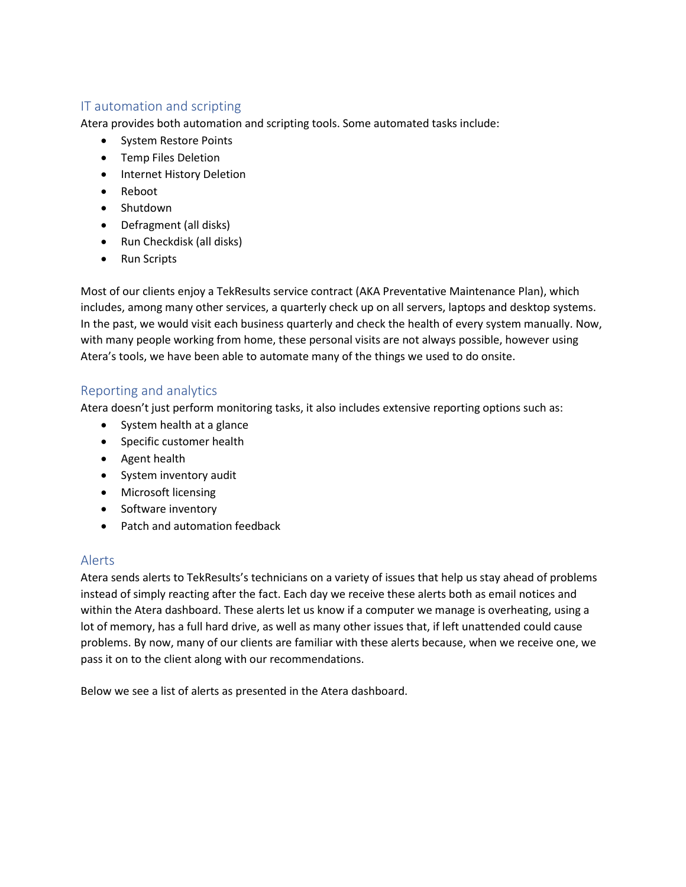## IT automation and scripting

Atera provides both automation and scripting tools. Some automated tasks include:

- System Restore Points
- Temp Files Deletion
- Internet History Deletion
- Reboot
- Shutdown
- Defragment (all disks)
- Run Checkdisk (all disks)
- Run Scripts

Most of our clients enjoy a TekResults service contract (AKA Preventative Maintenance Plan), which includes, among many other services, a quarterly check up on all servers, laptops and desktop systems. In the past, we would visit each business quarterly and check the health of every system manually. Now, with many people working from home, these personal visits are not always possible, however using Atera's tools, we have been able to automate many of the things we used to do onsite.

## Reporting and analytics

Atera doesn't just perform monitoring tasks, it also includes extensive reporting options such as:

- System health at a glance
- Specific customer health
- Agent health
- System inventory audit
- Microsoft licensing
- Software inventory
- Patch and automation feedback

## Alerts

Atera sends alerts to TekResults's technicians on a variety of issues that help us stay ahead of problems instead of simply reacting after the fact. Each day we receive these alerts both as email notices and within the Atera dashboard. These alerts let us know if a computer we manage is overheating, using a lot of memory, has a full hard drive, as well as many other issues that, if left unattended could cause problems. By now, many of our clients are familiar with these alerts because, when we receive one, we pass it on to the client along with our recommendations.

Below we see a list of alerts as presented in the Atera dashboard.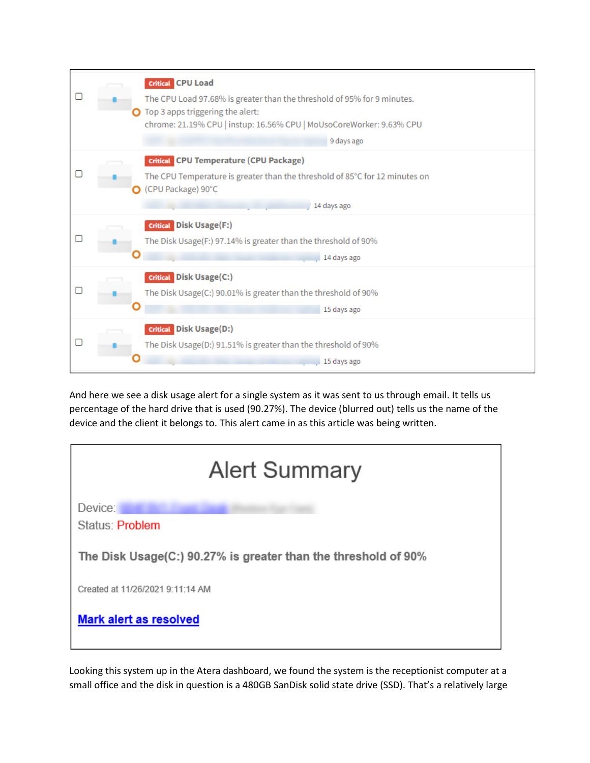**Critical** **CPU Load**

The CPU Load 97.68% is greater than the threshold of 95% for 9 minutes.
Top 3 apps triggering the alert:
chrome: 21.19% CPU | instup: 16.56% CPU | MoUsoCoreWorker: 9.63% CPU

9 days ago

**Critical** **CPU Temperature (CPU Package)**

The CPU Temperature is greater than the threshold of 85°C for 12 minutes on (CPU Package) 90°C

14 days ago

**Critical** **Disk Usage(F:)**

The Disk Usage(F:) 97.14% is greater than the threshold of 90%

14 days ago

**Critical** **Disk Usage(C:)**

The Disk Usage(C:) 90.01% is greater than the threshold of 90%

15 days ago

**Critical** **Disk Usage(D:)**

The Disk Usage(D:) 91.51% is greater than the threshold of 90%

15 days ago

And here we see a disk usage alert for a single system as it was sent to us through email. It tells us percentage of the hard drive that is used (90.27%). The device (blurred out) tells us the name of the device and the client it belongs to. This alert came in as this article was being written.

# Alert Summary

Device:
Status: Problem

**The Disk Usage(C:) 90.27% is greater than the threshold of 90%**

Created at 11/26/2021 9:11:14 AM

**Mark alert as resolved**

Looking this system up in the Atera dashboard, we found the system is the receptionist computer at a small office and the disk in question is a 480GB SanDisk solid state drive (SSD). That's a relatively large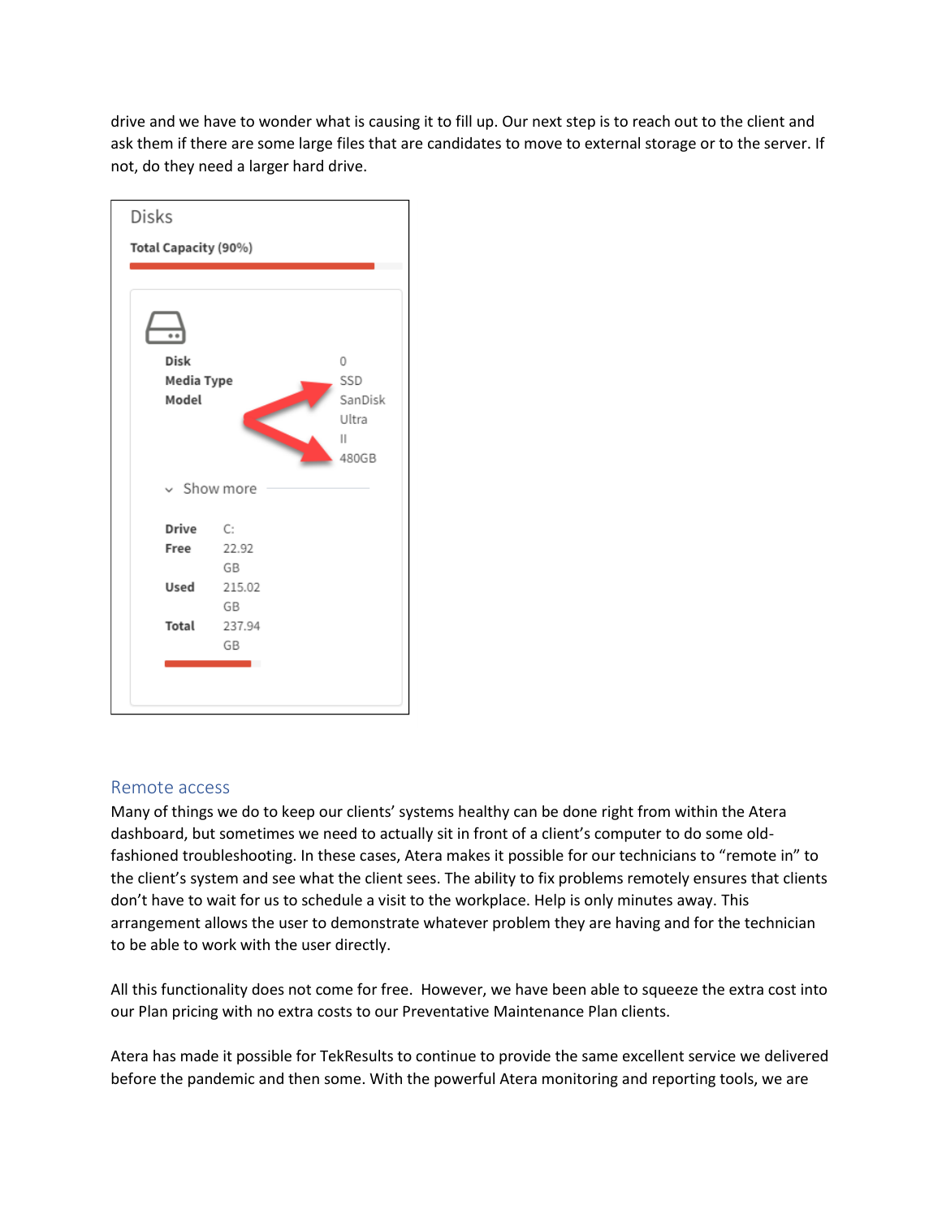drive and we have to wonder what is causing it to fill up. Our next step is to reach out to the client and ask them if there are some large files that are candidates to move to external storage or to the server. If not, do they need a larger hard drive.

Disks

**Total Capacity (90%)**

| | |
|---|---|
| **Disk** | 0 |
| **Media Type** | SSD |
| **Model** | SanDisk Ultra II 480GB |

Show more

| | |
|---|---|
| **Drive** | C: |
| **Free** | 22.92 GB |
| **Used** | 215.02 GB |
| **Total** | 237.94 GB |

## Remote access

Many of things we do to keep our clients' systems healthy can be done right from within the Atera dashboard, but sometimes we need to actually sit in front of a client's computer to do some old-fashioned troubleshooting. In these cases, Atera makes it possible for our technicians to "remote in" to the client's system and see what the client sees. The ability to fix problems remotely ensures that clients don't have to wait for us to schedule a visit to the workplace. Help is only minutes away. This arrangement allows the user to demonstrate whatever problem they are having and for the technician to be able to work with the user directly.

All this functionality does not come for free. However, we have been able to squeeze the extra cost into our Plan pricing with no extra costs to our Preventative Maintenance Plan clients.

Atera has made it possible for TekResults to continue to provide the same excellent service we delivered before the pandemic and then some. With the powerful Atera monitoring and reporting tools, we are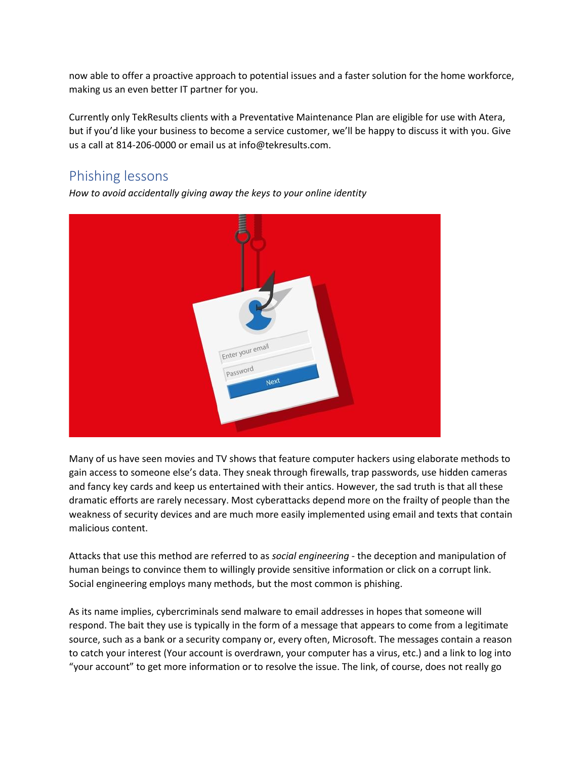now able to offer a proactive approach to potential issues and a faster solution for the home workforce, making us an even better IT partner for you.

Currently only TekResults clients with a Preventative Maintenance Plan are eligible for use with Atera, but if you'd like your business to become a service customer, we'll be happy to discuss it with you. Give us a call at 814-206-0000 or email us at info@tekresults.com.

## Phishing lessons

*How to avoid accidentally giving away the keys to your online identity*

Many of us have seen movies and TV shows that feature computer hackers using elaborate methods to gain access to someone else's data. They sneak through firewalls, trap passwords, use hidden cameras and fancy key cards and keep us entertained with their antics. However, the sad truth is that all these dramatic efforts are rarely necessary. Most cyberattacks depend more on the frailty of people than the weakness of security devices and are much more easily implemented using email and texts that contain malicious content.

Attacks that use this method are referred to as *social engineering* - the deception and manipulation of human beings to convince them to willingly provide sensitive information or click on a corrupt link. Social engineering employs many methods, but the most common is phishing.

As its name implies, cybercriminals send malware to email addresses in hopes that someone will respond. The bait they use is typically in the form of a message that appears to come from a legitimate source, such as a bank or a security company or, every often, Microsoft. The messages contain a reason to catch your interest (Your account is overdrawn, your computer has a virus, etc.) and a link to log into "your account" to get more information or to resolve the issue. The link, of course, does not really go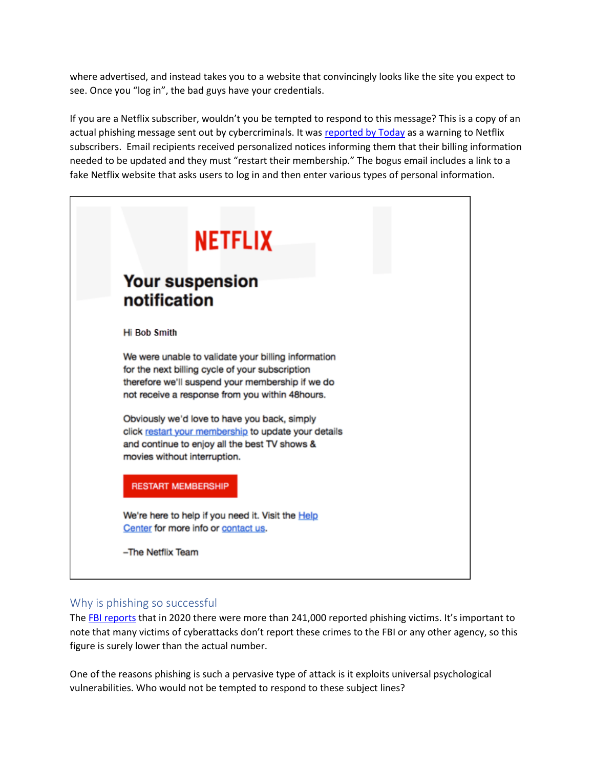where advertised, and instead takes you to a website that convincingly looks like the site you expect to see. Once you "log in", the bad guys have your credentials.

If you are a Netflix subscriber, wouldn't you be tempted to respond to this message? This is a copy of an actual phishing message sent out by cybercriminals. It was [reported by Today] as a warning to Netflix subscribers. Email recipients received personalized notices informing them that their billing information needed to be updated and they must "restart their membership." The bogus email includes a link to a fake Netflix website that asks users to log in and then enter various types of personal information.

> **NETFLIX**
>
> **Your suspension notification**
>
> Hi Bob Smith
>
> We were unable to validate your billing information for the next billing cycle of your subscription therefore we'll suspend your membership if we do not receive a response from you within 48hours.
>
> Obviously we'd love to have you back, simply click restart your membership to update your details and continue to enjoy all the best TV shows & movies without interruption.
>
> RESTART MEMBERSHIP
>
> We're here to help if you need it. Visit the Help Center for more info or contact us.
>
> –The Netflix Team

## Why is phishing so successful

The FBI reports that in 2020 there were more than 241,000 reported phishing victims. It's important to note that many victims of cyberattacks don't report these crimes to the FBI or any other agency, so this figure is surely lower than the actual number.

One of the reasons phishing is such a pervasive type of attack is it exploits universal psychological vulnerabilities. Who would not be tempted to respond to these subject lines?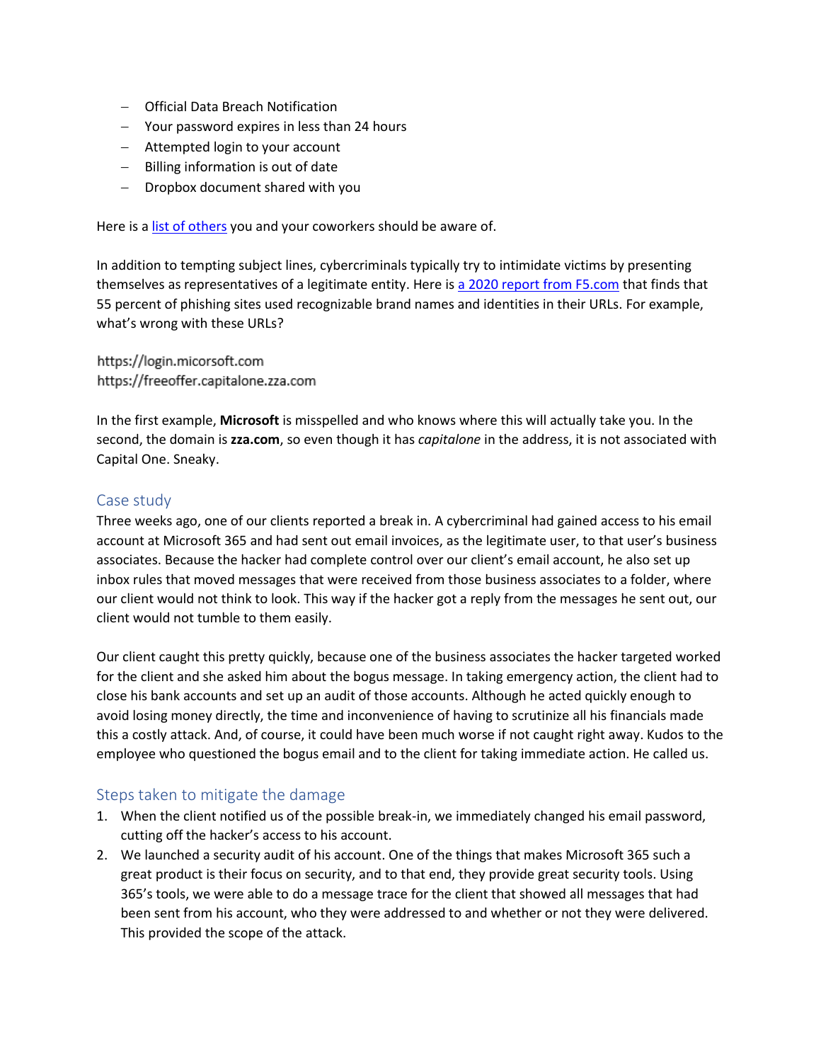- Official Data Breach Notification
- Your password expires in less than 24 hours
- Attempted login to your account
- Billing information is out of date
- Dropbox document shared with you

Here is a list of others you and your coworkers should be aware of.

In addition to tempting subject lines, cybercriminals typically try to intimidate victims by presenting themselves as representatives of a legitimate entity. Here is a 2020 report from F5.com that finds that 55 percent of phishing sites used recognizable brand names and identities in their URLs. For example, what's wrong with these URLs?

https://login.micorsoft.com
https://freeoffer.capitalone.zza.com

In the first example, **Microsoft** is misspelled and who knows where this will actually take you. In the second, the domain is **zza.com**, so even though it has *capitalone* in the address, it is not associated with Capital One. Sneaky.

## Case study

Three weeks ago, one of our clients reported a break in. A cybercriminal had gained access to his email account at Microsoft 365 and had sent out email invoices, as the legitimate user, to that user's business associates. Because the hacker had complete control over our client's email account, he also set up inbox rules that moved messages that were received from those business associates to a folder, where our client would not think to look. This way if the hacker got a reply from the messages he sent out, our client would not tumble to them easily.

Our client caught this pretty quickly, because one of the business associates the hacker targeted worked for the client and she asked him about the bogus message. In taking emergency action, the client had to close his bank accounts and set up an audit of those accounts. Although he acted quickly enough to avoid losing money directly, the time and inconvenience of having to scrutinize all his financials made this a costly attack. And, of course, it could have been much worse if not caught right away. Kudos to the employee who questioned the bogus email and to the client for taking immediate action. He called us.

## Steps taken to mitigate the damage

1. When the client notified us of the possible break-in, we immediately changed his email password, cutting off the hacker's access to his account.
2. We launched a security audit of his account. One of the things that makes Microsoft 365 such a great product is their focus on security, and to that end, they provide great security tools. Using 365's tools, we were able to do a message trace for the client that showed all messages that had been sent from his account, who they were addressed to and whether or not they were delivered. This provided the scope of the attack.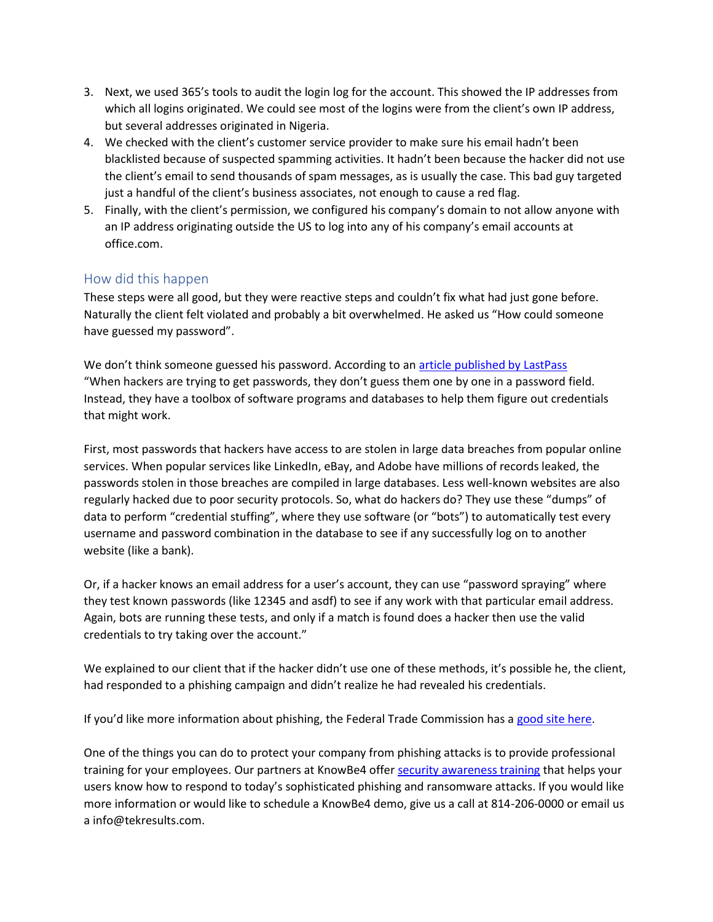3. Next, we used 365's tools to audit the login log for the account. This showed the IP addresses from which all logins originated. We could see most of the logins were from the client's own IP address, but several addresses originated in Nigeria.
4. We checked with the client's customer service provider to make sure his email hadn't been blacklisted because of suspected spamming activities. It hadn't been because the hacker did not use the client's email to send thousands of spam messages, as is usually the case. This bad guy targeted just a handful of the client's business associates, not enough to cause a red flag.
5. Finally, with the client's permission, we configured his company's domain to not allow anyone with an IP address originating outside the US to log into any of his company's email accounts at office.com.

## How did this happen

These steps were all good, but they were reactive steps and couldn't fix what had just gone before. Naturally the client felt violated and probably a bit overwhelmed. He asked us "How could someone have guessed my password".

We don't think someone guessed his password. According to an article published by LastPass "When hackers are trying to get passwords, they don't guess them one by one in a password field. Instead, they have a toolbox of software programs and databases to help them figure out credentials that might work.

First, most passwords that hackers have access to are stolen in large data breaches from popular online services. When popular services like LinkedIn, eBay, and Adobe have millions of records leaked, the passwords stolen in those breaches are compiled in large databases. Less well-known websites are also regularly hacked due to poor security protocols. So, what do hackers do? They use these "dumps" of data to perform "credential stuffing", where they use software (or "bots") to automatically test every username and password combination in the database to see if any successfully log on to another website (like a bank).

Or, if a hacker knows an email address for a user's account, they can use "password spraying" where they test known passwords (like 12345 and asdf) to see if any work with that particular email address. Again, bots are running these tests, and only if a match is found does a hacker then use the valid credentials to try taking over the account."

We explained to our client that if the hacker didn't use one of these methods, it's possible he, the client, had responded to a phishing campaign and didn't realize he had revealed his credentials.

If you'd like more information about phishing, the Federal Trade Commission has a good site here.

One of the things you can do to protect your company from phishing attacks is to provide professional training for your employees. Our partners at KnowBe4 offer security awareness training that helps your users know how to respond to today's sophisticated phishing and ransomware attacks. If you would like more information or would like to schedule a KnowBe4 demo, give us a call at 814-206-0000 or email us a info@tekresults.com.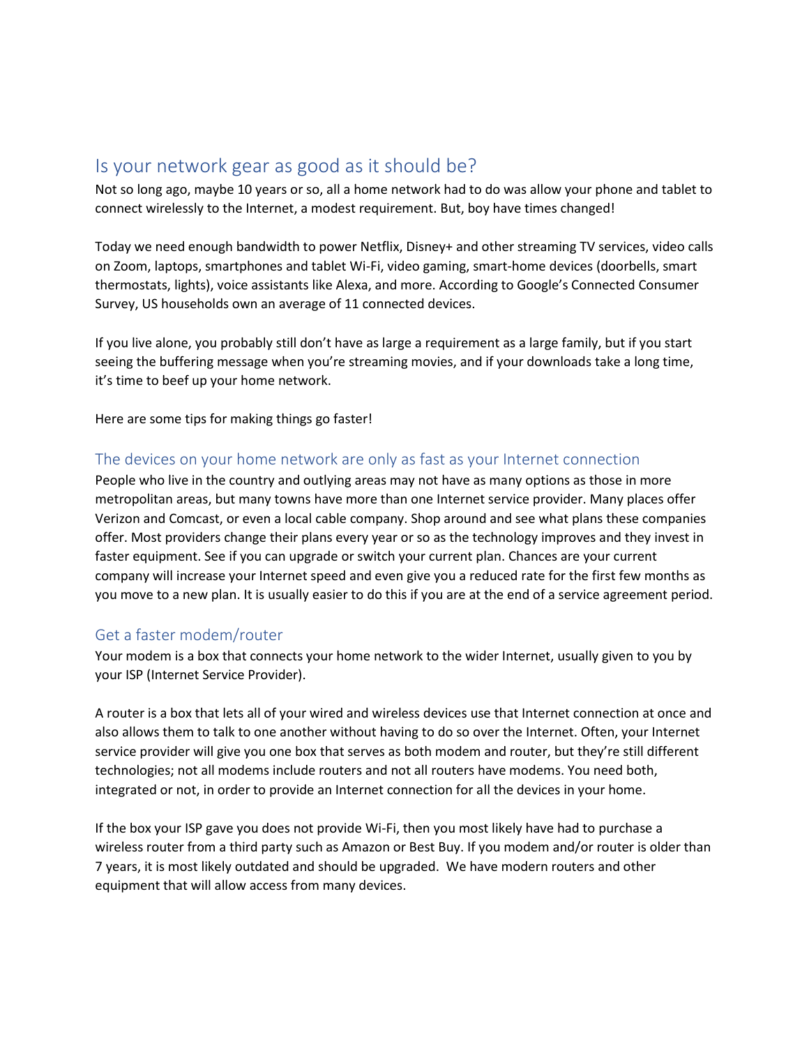## Is your network gear as good as it should be?

Not so long ago, maybe 10 years or so, all a home network had to do was allow your phone and tablet to connect wirelessly to the Internet, a modest requirement. But, boy have times changed!

Today we need enough bandwidth to power Netflix, Disney+ and other streaming TV services, video calls on Zoom, laptops, smartphones and tablet Wi-Fi, video gaming, smart-home devices (doorbells, smart thermostats, lights), voice assistants like Alexa, and more. According to Google's Connected Consumer Survey, US households own an average of 11 connected devices.

If you live alone, you probably still don't have as large a requirement as a large family, but if you start seeing the buffering message when you're streaming movies, and if your downloads take a long time, it's time to beef up your home network.

Here are some tips for making things go faster!

### The devices on your home network are only as fast as your Internet connection

People who live in the country and outlying areas may not have as many options as those in more metropolitan areas, but many towns have more than one Internet service provider. Many places offer Verizon and Comcast, or even a local cable company. Shop around and see what plans these companies offer. Most providers change their plans every year or so as the technology improves and they invest in faster equipment. See if you can upgrade or switch your current plan. Chances are your current company will increase your Internet speed and even give you a reduced rate for the first few months as you move to a new plan. It is usually easier to do this if you are at the end of a service agreement period.

### Get a faster modem/router

Your modem is a box that connects your home network to the wider Internet, usually given to you by your ISP (Internet Service Provider).

A router is a box that lets all of your wired and wireless devices use that Internet connection at once and also allows them to talk to one another without having to do so over the Internet. Often, your Internet service provider will give you one box that serves as both modem and router, but they're still different technologies; not all modems include routers and not all routers have modems. You need both, integrated or not, in order to provide an Internet connection for all the devices in your home.

If the box your ISP gave you does not provide Wi-Fi, then you most likely have had to purchase a wireless router from a third party such as Amazon or Best Buy. If you modem and/or router is older than 7 years, it is most likely outdated and should be upgraded. We have modern routers and other equipment that will allow access from many devices.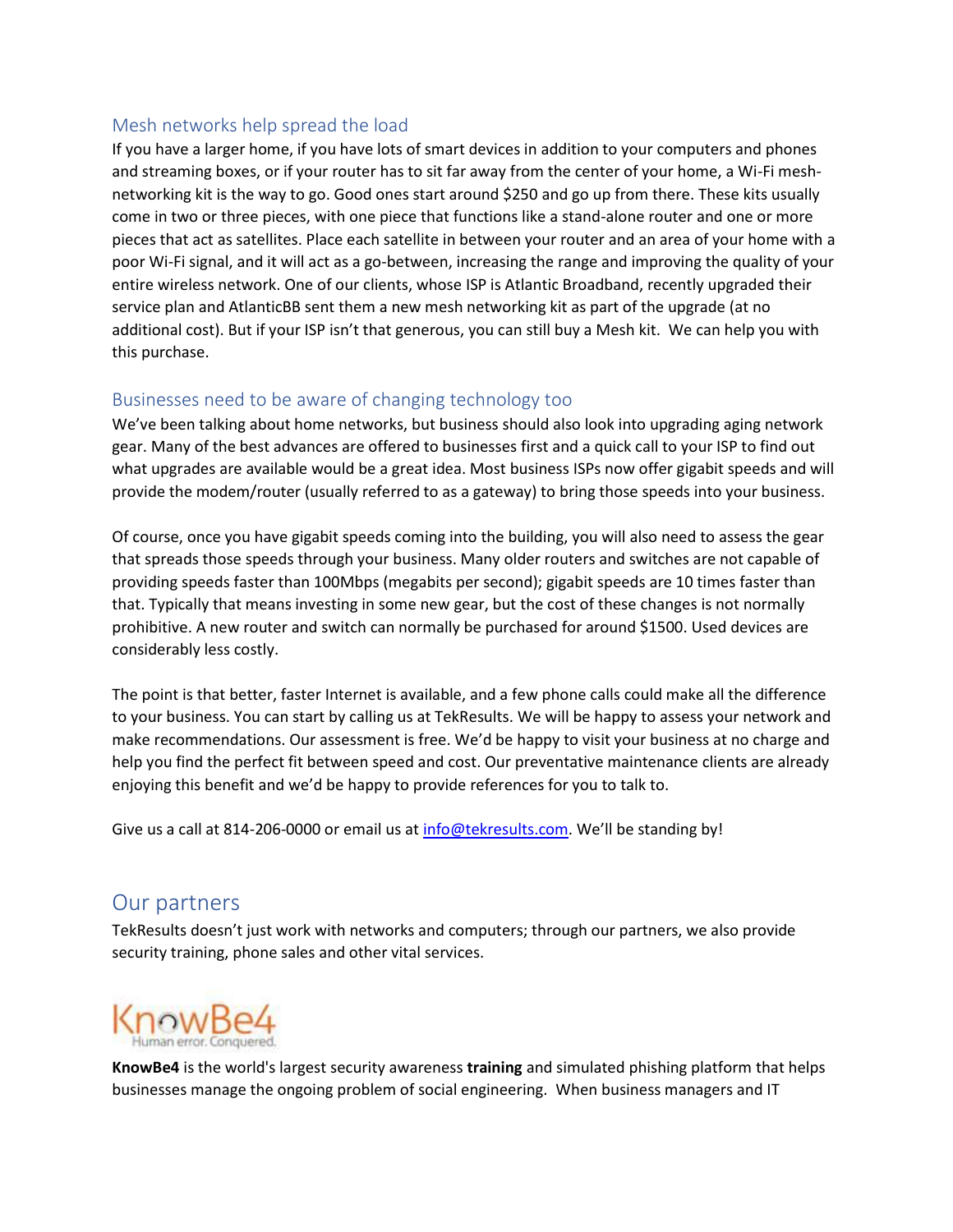## Mesh networks help spread the load

If you have a larger home, if you have lots of smart devices in addition to your computers and phones and streaming boxes, or if your router has to sit far away from the center of your home, a Wi-Fi mesh-networking kit is the way to go. Good ones start around $250 and go up from there. These kits usually come in two or three pieces, with one piece that functions like a stand-alone router and one or more pieces that act as satellites. Place each satellite in between your router and an area of your home with a poor Wi-Fi signal, and it will act as a go-between, increasing the range and improving the quality of your entire wireless network. One of our clients, whose ISP is Atlantic Broadband, recently upgraded their service plan and AtlanticBB sent them a new mesh networking kit as part of the upgrade (at no additional cost). But if your ISP isn't that generous, you can still buy a Mesh kit. We can help you with this purchase.

## Businesses need to be aware of changing technology too

We've been talking about home networks, but business should also look into upgrading aging network gear. Many of the best advances are offered to businesses first and a quick call to your ISP to find out what upgrades are available would be a great idea. Most business ISPs now offer gigabit speeds and will provide the modem/router (usually referred to as a gateway) to bring those speeds into your business.

Of course, once you have gigabit speeds coming into the building, you will also need to assess the gear that spreads those speeds through your business. Many older routers and switches are not capable of providing speeds faster than 100Mbps (megabits per second); gigabit speeds are 10 times faster than that. Typically that means investing in some new gear, but the cost of these changes is not normally prohibitive. A new router and switch can normally be purchased for around $1500. Used devices are considerably less costly.

The point is that better, faster Internet is available, and a few phone calls could make all the difference to your business. You can start by calling us at TekResults. We will be happy to assess your network and make recommendations. Our assessment is free. We'd be happy to visit your business at no charge and help you find the perfect fit between speed and cost. Our preventative maintenance clients are already enjoying this benefit and we'd be happy to provide references for you to talk to.

Give us a call at 814-206-0000 or email us at [info@tekresults.com](mailto:info@tekresults.com). We'll be standing by!

# Our partners

TekResults doesn't just work with networks and computers; through our partners, we also provide security training, phone sales and other vital services.

KnowBe4
Human error. Conquered.

**KnowBe4** is the world's largest security awareness **training** and simulated phishing platform that helps businesses manage the ongoing problem of social engineering. When business managers and IT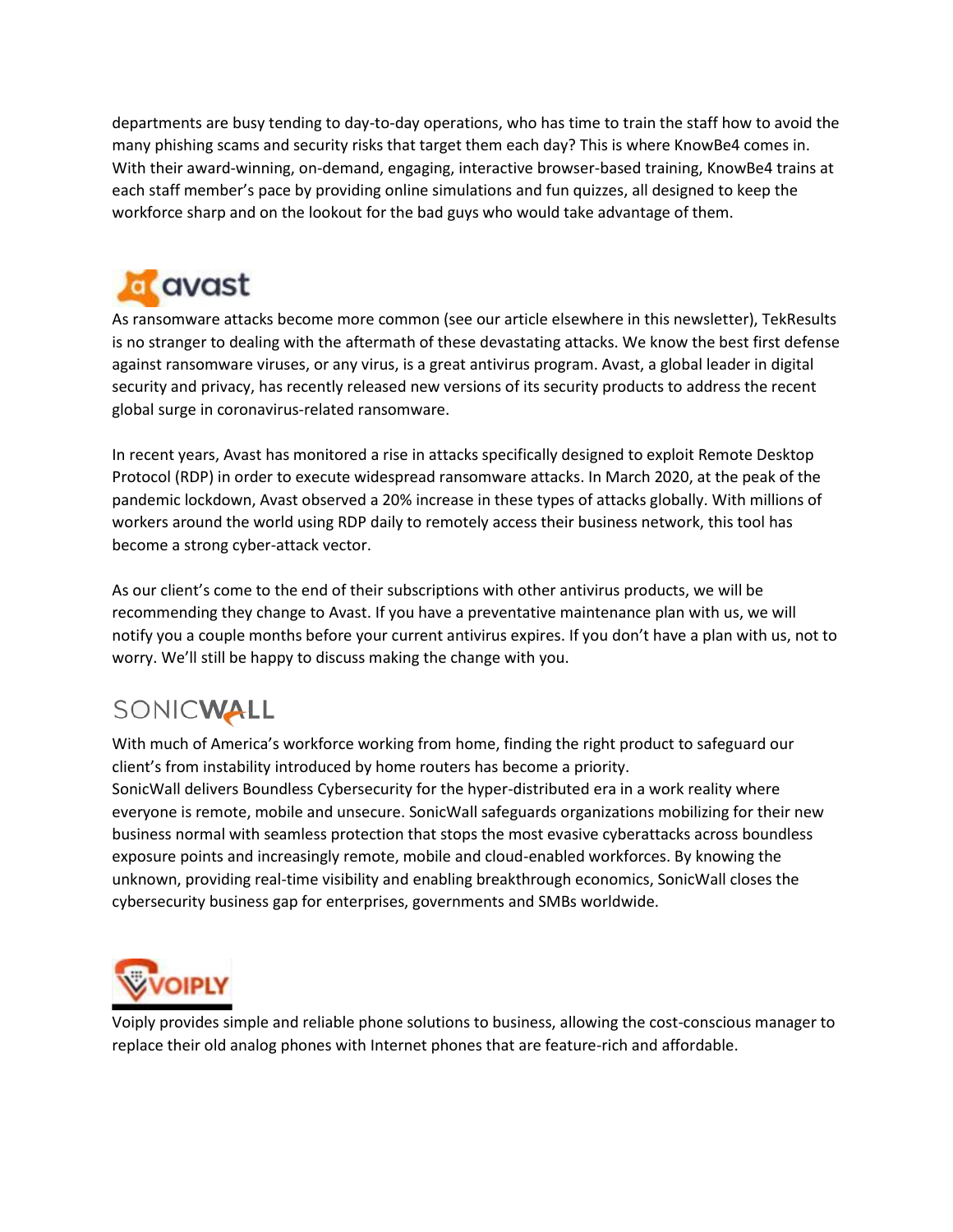departments are busy tending to day-to-day operations, who has time to train the staff how to avoid the many phishing scams and security risks that target them each day? This is where KnowBe4 comes in. With their award-winning, on-demand, engaging, interactive browser-based training, KnowBe4 trains at each staff member's pace by providing online simulations and fun quizzes, all designed to keep the workforce sharp and on the lookout for the bad guys who would take advantage of them.

## avast

As ransomware attacks become more common (see our article elsewhere in this newsletter), TekResults is no stranger to dealing with the aftermath of these devastating attacks. We know the best first defense against ransomware viruses, or any virus, is a great antivirus program. Avast, a global leader in digital security and privacy, has recently released new versions of its security products to address the recent global surge in coronavirus-related ransomware.

In recent years, Avast has monitored a rise in attacks specifically designed to exploit Remote Desktop Protocol (RDP) in order to execute widespread ransomware attacks. In March 2020, at the peak of the pandemic lockdown, Avast observed a 20% increase in these types of attacks globally. With millions of workers around the world using RDP daily to remotely access their business network, this tool has become a strong cyber-attack vector.

As our client's come to the end of their subscriptions with other antivirus products, we will be recommending they change to Avast. If you have a preventative maintenance plan with us, we will notify you a couple months before your current antivirus expires. If you don't have a plan with us, not to worry. We'll still be happy to discuss making the change with you.

## SONICWALL

With much of America's workforce working from home, finding the right product to safeguard our client's from instability introduced by home routers has become a priority.
SonicWall delivers Boundless Cybersecurity for the hyper-distributed era in a work reality where everyone is remote, mobile and unsecure. SonicWall safeguards organizations mobilizing for their new business normal with seamless protection that stops the most evasive cyberattacks across boundless exposure points and increasingly remote, mobile and cloud-enabled workforces. By knowing the unknown, providing real-time visibility and enabling breakthrough economics, SonicWall closes the cybersecurity business gap for enterprises, governments and SMBs worldwide.

## VOIPLY

Voiply provides simple and reliable phone solutions to business, allowing the cost-conscious manager to replace their old analog phones with Internet phones that are feature-rich and affordable.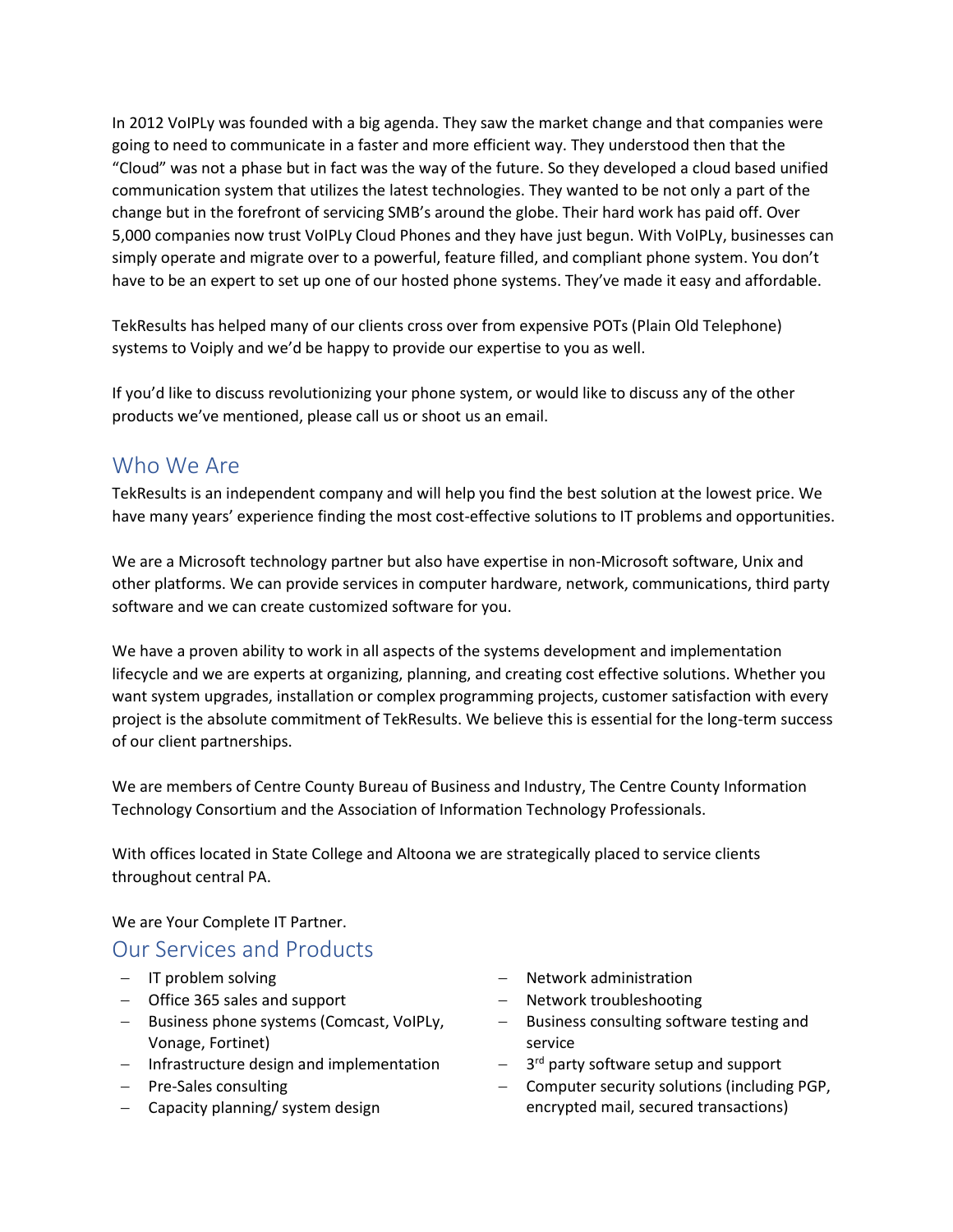In 2012 VoIPLy was founded with a big agenda. They saw the market change and that companies were going to need to communicate in a faster and more efficient way. They understood then that the "Cloud" was not a phase but in fact was the way of the future. So they developed a cloud based unified communication system that utilizes the latest technologies. They wanted to be not only a part of the change but in the forefront of servicing SMB's around the globe. Their hard work has paid off. Over 5,000 companies now trust VoIPLy Cloud Phones and they have just begun. With VoIPLy, businesses can simply operate and migrate over to a powerful, feature filled, and compliant phone system. You don't have to be an expert to set up one of our hosted phone systems. They've made it easy and affordable.

TekResults has helped many of our clients cross over from expensive POTs (Plain Old Telephone) systems to Voiply and we'd be happy to provide our expertise to you as well.

If you'd like to discuss revolutionizing your phone system, or would like to discuss any of the other products we've mentioned, please call us or shoot us an email.

## Who We Are

TekResults is an independent company and will help you find the best solution at the lowest price. We have many years' experience finding the most cost-effective solutions to IT problems and opportunities.

We are a Microsoft technology partner but also have expertise in non-Microsoft software, Unix and other platforms. We can provide services in computer hardware, network, communications, third party software and we can create customized software for you.

We have a proven ability to work in all aspects of the systems development and implementation lifecycle and we are experts at organizing, planning, and creating cost effective solutions. Whether you want system upgrades, installation or complex programming projects, customer satisfaction with every project is the absolute commitment of TekResults. We believe this is essential for the long-term success of our client partnerships.

We are members of Centre County Bureau of Business and Industry, The Centre County Information Technology Consortium and the Association of Information Technology Professionals.

With offices located in State College and Altoona we are strategically placed to service clients throughout central PA.

We are Your Complete IT Partner.

## Our Services and Products

- IT problem solving
- Office 365 sales and support
- Business phone systems (Comcast, VoIPLy, Vonage, Fortinet)
- Infrastructure design and implementation
- Pre-Sales consulting
- Capacity planning/ system design
- Network administration
- Network troubleshooting
- Business consulting software testing and service
- 3rd party software setup and support
- Computer security solutions (including PGP, encrypted mail, secured transactions)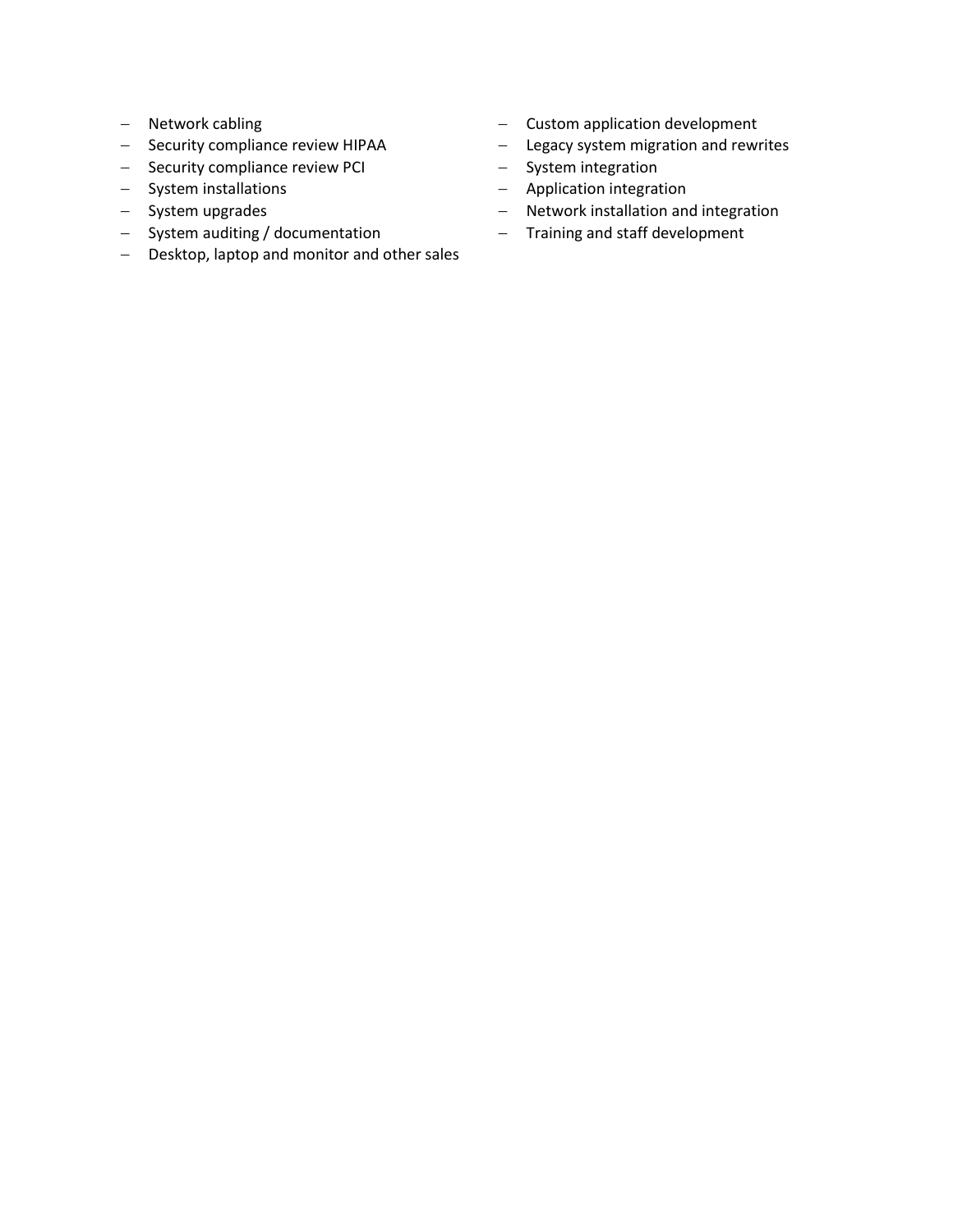- Network cabling
- Security compliance review HIPAA
- Security compliance review PCI
- System installations
- System upgrades
- System auditing / documentation
- Desktop, laptop and monitor and other sales
- Custom application development
- Legacy system migration and rewrites
- System integration
- Application integration
- Network installation and integration
- Training and staff development